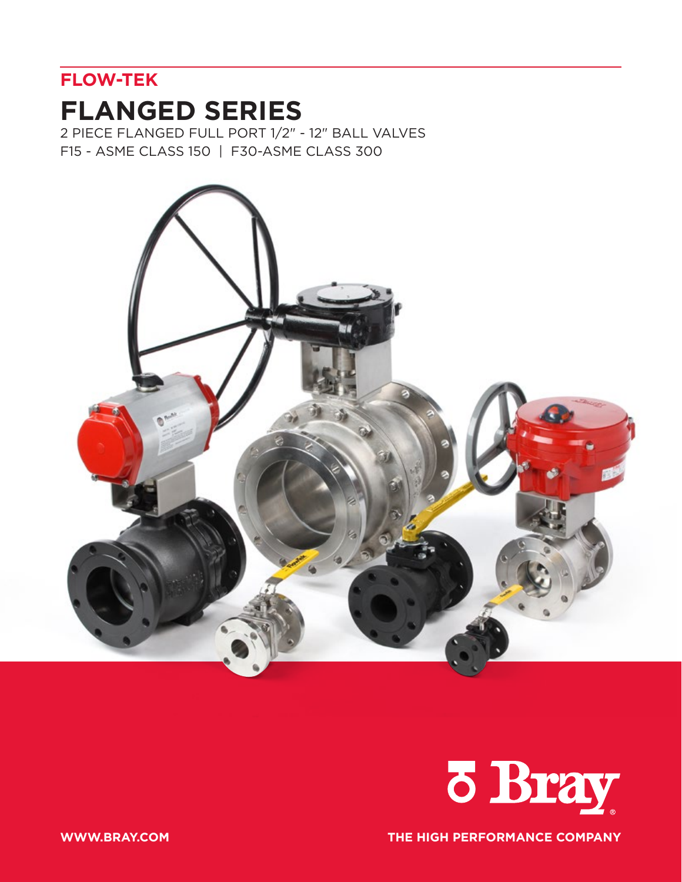**FLOW-TEK**

# FLANGED SERIES

2 PIECE FLANGED FULL PORT 1/2" - 12" BALL VALVES

F15 - ASME CLASS 150 | F30-ASME CLASS 300

WWW.BRAY.COM

THE HIGH PERFORMANCE COMPANY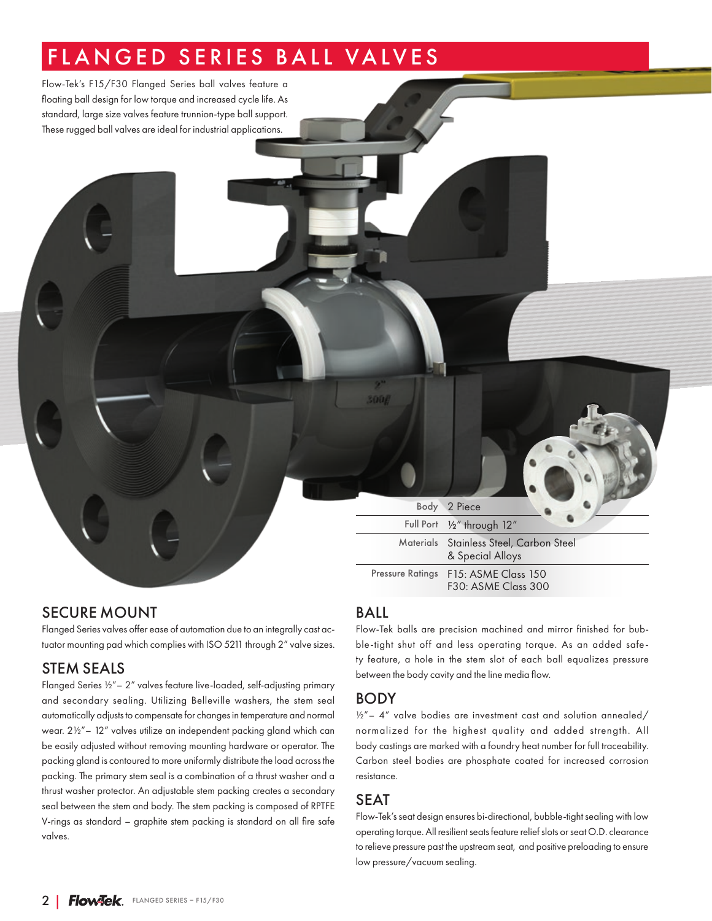# FLANGED SERIES BALL VALVES

Flow-Tek's F15/F30 Flanged Series ball valves feature a floating ball design for low torque and increased cycle life. As standard, large size valves feature trunnion-type ball support. These rugged ball valves are ideal for industrial applications.

| | |
|---|---|
| Body | 2 Piece |
| Full Port | ½" through 12" |
| Materials | Stainless Steel, Carbon Steel & Special Alloys |
| Pressure Ratings | F15: ASME Class 150<br>F30: ASME Class 300 |

## SECURE MOUNT

Flanged Series valves offer ease of automation due to an integrally cast actuator mounting pad which complies with ISO 5211 through 2" valve sizes.

## STEM SEALS

Flanged Series ½"– 2" valves feature live-loaded, self-adjusting primary and secondary sealing. Utilizing Belleville washers, the stem seal automatically adjusts to compensate for changes in temperature and normal wear. 2½"– 12" valves utilize an independent packing gland which can be easily adjusted without removing mounting hardware or operator. The packing gland is contoured to more uniformly distribute the load across the packing. The primary stem seal is a combination of a thrust washer and a thrust washer protector. An adjustable stem packing creates a secondary seal between the stem and body. The stem packing is composed of RPTFE V-rings as standard – graphite stem packing is standard on all fire safe valves.

## BALL

Flow-Tek balls are precision machined and mirror finished for bubble-tight shut off and less operating torque. As an added safety feature, a hole in the stem slot of each ball equalizes pressure between the body cavity and the line media flow.

## BODY

½"– 4" valve bodies are investment cast and solution annealed/normalized for the highest quality and added strength. All body castings are marked with a foundry heat number for full traceability. Carbon steel bodies are phosphate coated for increased corrosion resistance.

## SEAT

Flow-Tek's seat design ensures bi-directional, bubble-tight sealing with low operating torque. All resilient seats feature relief slots or seat O.D. clearance to relieve pressure past the upstream seat, and positive preloading to ensure low pressure/vacuum sealing.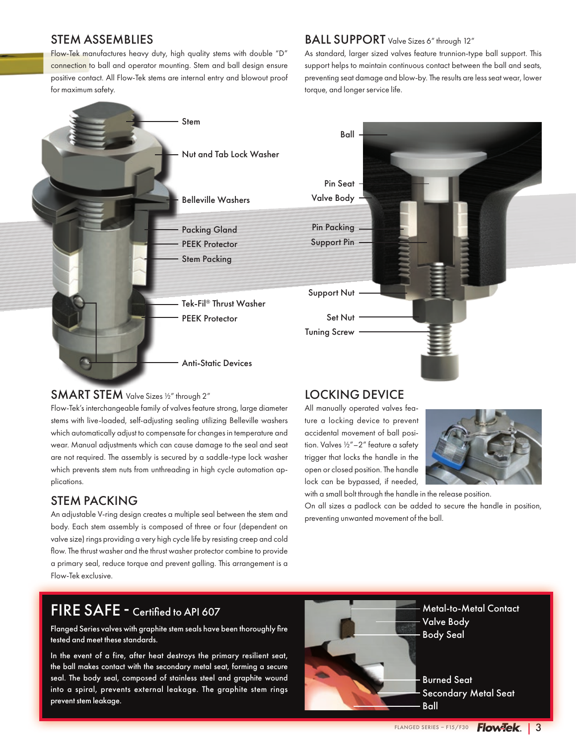## STEM ASSEMBLIES

Flow-Tek manufactures heavy duty, high quality stems with double "D" connection to ball and operator mounting. Stem and ball design ensure positive contact. All Flow-Tek stems are internal entry and blowout proof for maximum safety.

Stem

Nut and Tab Lock Washer

Belleville Washers

Packing Gland

PEEK Protector

Stem Packing

Tek-Fil® Thrust Washer

PEEK Protector

Anti-Static Devices

## SMART STEM Valve Sizes ½" through 2"

Flow-Tek's interchangeable family of valves feature strong, large diameter stems with live-loaded, self-adjusting sealing utilizing Belleville washers which automatically adjust to compensate for changes in temperature and wear. Manual adjustments which can cause damage to the seal and seat are not required. The assembly is secured by a saddle-type lock washer which prevents stem nuts from unthreading in high cycle automation applications.

## STEM PACKING

An adjustable V-ring design creates a multiple seal between the stem and body. Each stem assembly is composed of three or four (dependent on valve size) rings providing a very high cycle life by resisting creep and cold flow. The thrust washer and the thrust washer protector combine to provide a primary seal, reduce torque and prevent galling. This arrangement is a Flow-Tek exclusive.

## BALL SUPPORT Valve Sizes 6" through 12"

As standard, larger sized valves feature trunnion-type ball support. This support helps to maintain continuous contact between the ball and seats, preventing seat damage and blow-by. The results are less seat wear, lower torque, and longer service life.

Ball

Pin Seat

Valve Body

Pin Packing

Support Pin

Support Nut

Set Nut

Tuning Screw

## LOCKING DEVICE

All manually operated valves feature a locking device to prevent accidental movement of ball position. Valves ½"–2" feature a safety trigger that locks the handle in the open or closed position. The handle lock can be bypassed, if needed, with a small bolt through the handle in the release position.

On all sizes a padlock can be added to secure the handle in position, preventing unwanted movement of the ball.

## FIRE SAFE - Certified to API 607

**Flanged Series valves with graphite stem seals have been thoroughly fire tested and meet these standards.**

**In the event of a fire, after heat destroys the primary resilient seat, the ball makes contact with the secondary metal seat, forming a secure seal. The body seal, composed of stainless steel and graphite wound into a spiral, prevents external leakage. The graphite stem rings prevent stem leakage.**

Metal-to-Metal Contact

Valve Body

Body Seal

Burned Seat

Secondary Metal Seat

Ball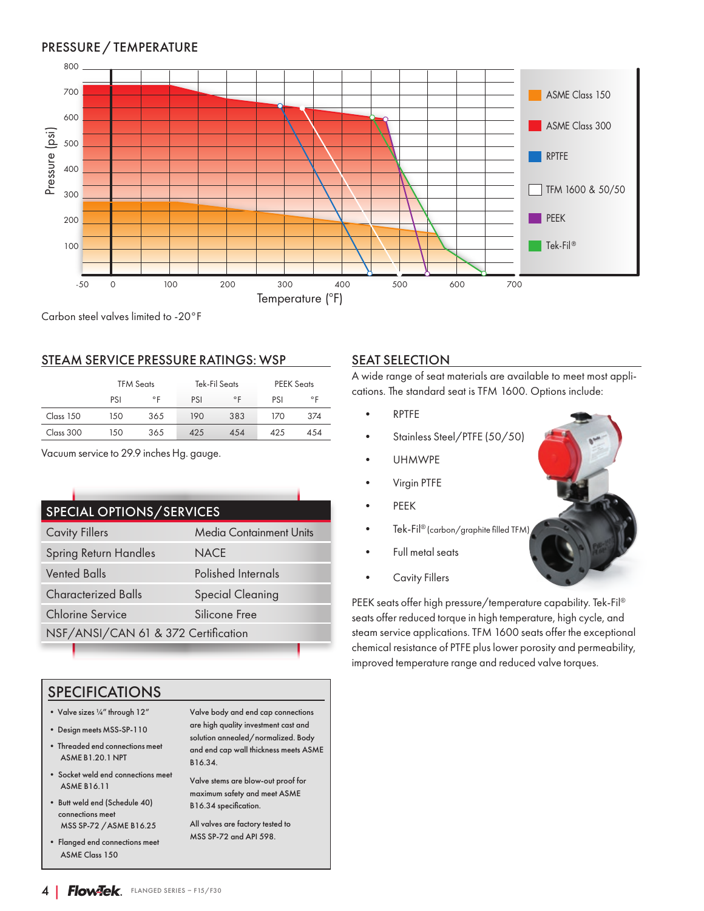## PRESSURE / TEMPERATURE

Carbon steel valves limited to -20°F

## STEAM SERVICE PRESSURE RATINGS: WSP

| | TFM Seats | | Tek-Fil Seats | | PEEK Seats | |
|---|---|---|---|---|---|---|
| | PSI | °F | PSI | °F | PSI | °F |
| Class 150 | 150 | 365 | 190 | 383 | 170 | 374 |
| Class 300 | 150 | 365 | 425 | 454 | 425 | 454 |

Vacuum service to 29.9 inches Hg. gauge.

## SPECIAL OPTIONS/SERVICES

| | |
|---|---|
| Cavity Fillers | Media Containment Units |
| Spring Return Handles | NACE |
| Vented Balls | Polished Internals |
| Characterized Balls | Special Cleaning |
| Chlorine Service | Silicone Free |
| NSF/ANSI/CAN 61 & 372 Certification | |

## SPECIFICATIONS

- Valve sizes ¼" through 12"
- Design meets MSS-SP-110
- Threaded end connections meet ASME B1.20.1 NPT
- Socket weld end connections meet ASME B16.11
- Butt weld end (Schedule 40) connections meet MSS SP-72 / ASME B16.25
- Flanged end connections meet ASME Class 150

Valve body and end cap connections are high quality investment cast and solution annealed/normalized. Body and end cap wall thickness meets ASME B16.34.

Valve stems are blow-out proof for maximum safety and meet ASME B16.34 specification.

All valves are factory tested to MSS SP-72 and API 598.

## SEAT SELECTION

A wide range of seat materials are available to meet most applications. The standard seat is TFM 1600. Options include:

- RPTFE
- Stainless Steel/PTFE (50/50)
- UHMWPE
- Virgin PTFE
- PEEK
- Tek-Fil® (carbon/graphite filled TFM)
- Full metal seats
- Cavity Fillers

PEEK seats offer high pressure/temperature capability. Tek-Fil® seats offer reduced torque in high temperature, high cycle, and steam service applications. TFM 1600 seats offer the exceptional chemical resistance of PTFE plus lower porosity and permeability, improved temperature range and reduced valve torques.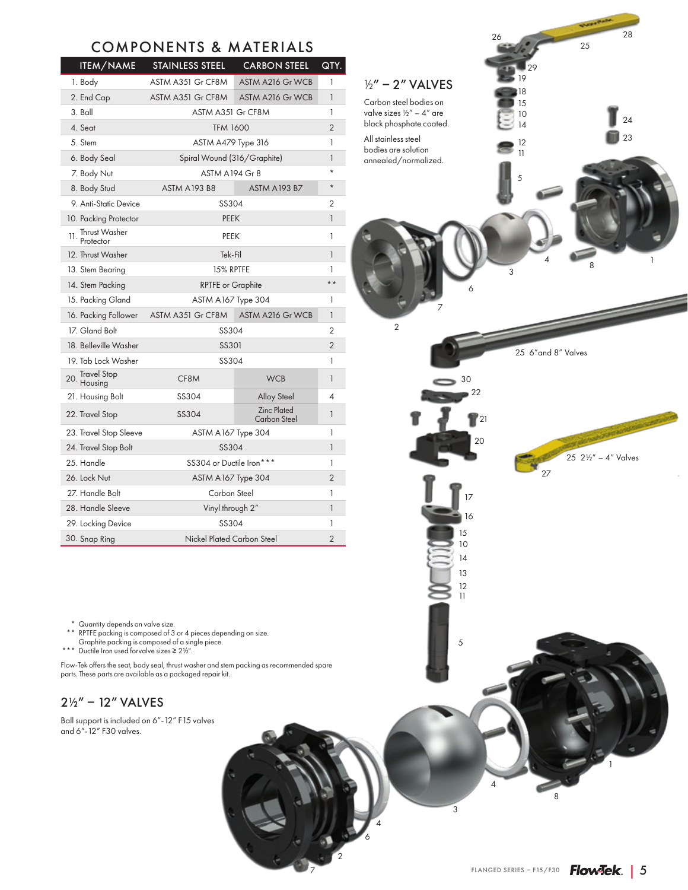# COMPONENTS & MATERIALS

| ITEM/NAME | STAINLESS STEEL | CARBON STEEL | QTY. |
|---|---|---|---|
| 1. Body | ASTM A351 Gr CF8M | ASTM A216 Gr WCB | 1 |
| 2. End Cap | ASTM A351 Gr CF8M | ASTM A216 Gr WCB | 1 |
| 3. Ball | ASTM A351 Gr CF8M | | 1 |
| 4. Seat | TFM 1600 | | 2 |
| 5. Stem | ASTM A479 Type 316 | | 1 |
| 6. Body Seal | Spiral Wound (316/Graphite) | | 1 |
| 7. Body Nut | ASTM A194 Gr 8 | | * |
| 8. Body Stud | ASTM A193 B8 | ASTM A193 B7 | * |
| 9. Anti-Static Device | SS304 | | 2 |
| 10. Packing Protector | PEEK | | 1 |
| 11. Thrust Washer Protector | PEEK | | 1 |
| 12. Thrust Washer | Tek-Fil | | 1 |
| 13. Stem Bearing | 15% RPTFE | | 1 |
| 14. Stem Packing | RPTFE or Graphite | | ** |
| 15. Packing Gland | ASTM A167 Type 304 | | 1 |
| 16. Packing Follower | ASTM A351 Gr CF8M | ASTM A216 Gr WCB | 1 |
| 17. Gland Bolt | SS304 | | 2 |
| 18. Belleville Washer | SS301 | | 2 |
| 19. Tab Lock Washer | SS304 | | 1 |
| 20. Travel Stop Housing | CF8M | WCB | 1 |
| 21. Housing Bolt | SS304 | Alloy Steel | 4 |
| 22. Travel Stop | SS304 | Zinc Plated Carbon Steel | 1 |
| 23. Travel Stop Sleeve | ASTM A167 Type 304 | | 1 |
| 24. Travel Stop Bolt | SS304 | | 1 |
| 25. Handle | SS304 or Ductile Iron*** | | 1 |
| 26. Lock Nut | ASTM A167 Type 304 | | 2 |
| 27. Handle Bolt | Carbon Steel | | 1 |
| 28. Handle Sleeve | Vinyl through 2" | | 1 |
| 29. Locking Device | SS304 | | 1 |
| 30. Snap Ring | Nickel Plated Carbon Steel | | 2 |

\* Quantity depends on valve size.
\*\* RPTFE packing is composed of 3 or 4 pieces depending on size. Graphite packing is composed of a single piece.
\*\*\* Ductile Iron used forvalve sizes ≥ 2½".

Flow-Tek offers the seat, body seal, thrust washer and stem packing as recommended spare parts. These parts are available as a packaged repair kit.

## ½" – 2" VALVES

Carbon steel bodies on valve sizes ½" – 4" are black phosphate coated.

All stainless steel bodies are solution annealed/normalized.

25 6" and 8" Valves

25 2½" – 4" Valves

## 2½" – 12" VALVES

Ball support is included on 6"-12" F15 valves and 6"-12" F30 valves.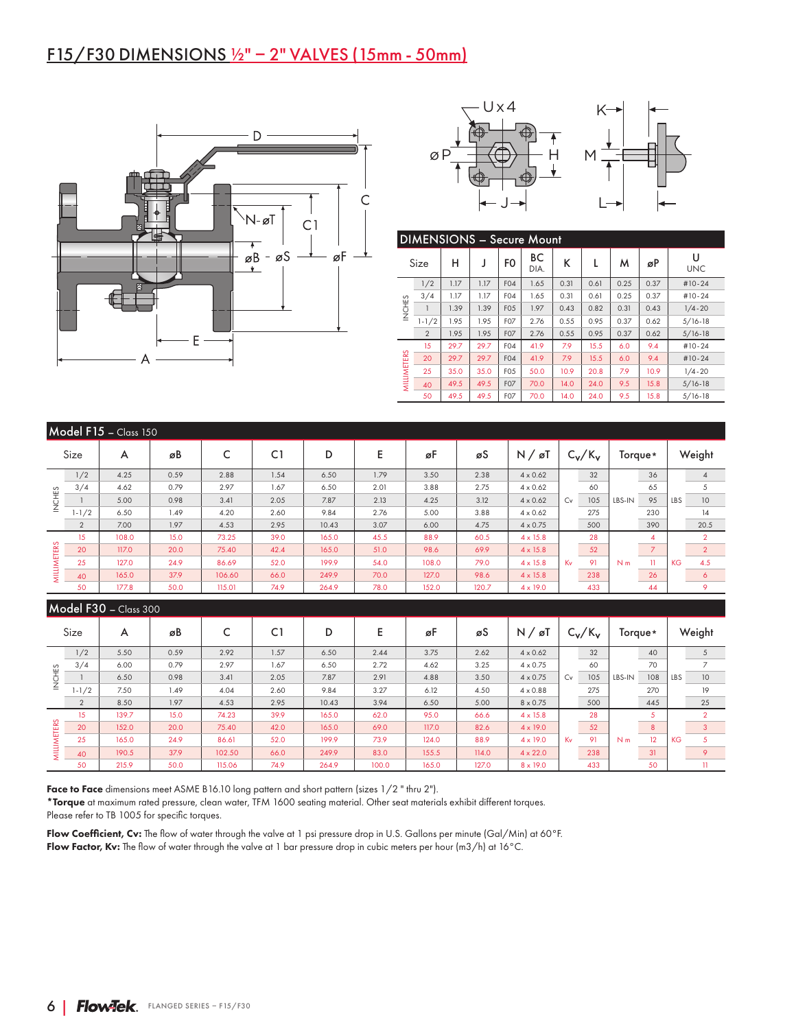# F15/F30 DIMENSIONS ½" – 2" VALVES (15mm - 50mm)

## DIMENSIONS – Secure Mount

| | Size | H | J | FO | BC DIA. | K | L | M | øP | U UNC |
|---|---|---|---|---|---|---|---|---|---|---|
| INCHES | 1/2 | 1.17 | 1.17 | F04 | 1.65 | 0.31 | 0.61 | 0.25 | 0.37 | #10-24 |
| | 3/4 | 1.17 | 1.17 | F04 | 1.65 | 0.31 | 0.61 | 0.25 | 0.37 | #10-24 |
| | 1 | 1.39 | 1.39 | F05 | 1.97 | 0.43 | 0.82 | 0.31 | 0.43 | 1/4-20 |
| | 1-1/2 | 1.95 | 1.95 | F07 | 2.76 | 0.55 | 0.95 | 0.37 | 0.62 | 5/16-18 |
| | 2 | 1.95 | 1.95 | F07 | 2.76 | 0.55 | 0.95 | 0.37 | 0.62 | 5/16-18 |
| MILLIMETERS | 15 | 29.7 | 29.7 | F04 | 41.9 | 7.9 | 15.5 | 6.0 | 9.4 | #10-24 |
| | 20 | 29.7 | 29.7 | F04 | 41.9 | 7.9 | 15.5 | 6.0 | 9.4 | #10-24 |
| | 25 | 35.0 | 35.0 | F05 | 50.0 | 10.9 | 20.8 | 7.9 | 10.9 | 1/4-20 |
| | 40 | 49.5 | 49.5 | F07 | 70.0 | 14.0 | 24.0 | 9.5 | 15.8 | 5/16-18 |
| | 50 | 49.5 | 49.5 | F07 | 70.0 | 14.0 | 24.0 | 9.5 | 15.8 | 5/16-18 |

## Model F15 – Class 150

| | Size | A | øB | C | C1 | D | E | øF | øS | N / øT | | $C_v/K_v$ | | Torque* | | Weight |
|---|---|---|---|---|---|---|---|---|---|---|---|---|---|---|---|---|
| INCHES | 1/2 | 4.25 | 0.59 | 2.88 | 1.54 | 6.50 | 1.79 | 3.50 | 2.38 | 4 x 0.62 | Cv | 32 | LBS-IN | 36 | LBS | 4 |
| | 3/4 | 4.62 | 0.79 | 2.97 | 1.67 | 6.50 | 2.01 | 3.88 | 2.75 | 4 x 0.62 | | 60 | | 65 | | 5 |
| | 1 | 5.00 | 0.98 | 3.41 | 2.05 | 7.87 | 2.13 | 4.25 | 3.12 | 4 x 0.62 | | 105 | | 95 | | 10 |
| | 1-1/2 | 6.50 | 1.49 | 4.20 | 2.60 | 9.84 | 2.76 | 5.00 | 3.88 | 4 x 0.62 | | 275 | | 230 | | 14 |
| | 2 | 7.00 | 1.97 | 4.53 | 2.95 | 10.43 | 3.07 | 6.00 | 4.75 | 4 x 0.75 | | 500 | | 390 | | 20.5 |
| MILLIMETERS | 15 | 108.0 | 15.0 | 73.25 | 39.0 | 165.0 | 45.5 | 88.9 | 60.5 | 4 x 15.8 | Kv | 28 | N m | 4 | KG | 2 |
| | 20 | 117.0 | 20.0 | 75.40 | 42.4 | 165.0 | 51.0 | 98.6 | 69.9 | 4 x 15.8 | | 52 | | 7 | | 2 |
| | 25 | 127.0 | 24.9 | 86.69 | 52.0 | 199.9 | 54.0 | 108.0 | 79.0 | 4 x 15.8 | | 91 | | 11 | | 4.5 |
| | 40 | 165.0 | 37.9 | 106.60 | 66.0 | 249.9 | 70.0 | 127.0 | 98.6 | 4 x 15.8 | | 238 | | 26 | | 6 |
| | 50 | 177.8 | 50.0 | 115.01 | 74.9 | 264.9 | 78.0 | 152.0 | 120.7 | 4 x 19.0 | | 433 | | 44 | | 9 |

## Model F30 – Class 300

| | Size | A | øB | C | C1 | D | E | øF | øS | N / øT | | $C_v/K_v$ | | Torque* | | Weight |
|---|---|---|---|---|---|---|---|---|---|---|---|---|---|---|---|---|
| INCHES | 1/2 | 5.50 | 0.59 | 2.92 | 1.57 | 6.50 | 2.44 | 3.75 | 2.62 | 4 x 0.62 | Cv | 32 | LBS-IN | 40 | LBS | 5 |
| | 3/4 | 6.00 | 0.79 | 2.97 | 1.67 | 6.50 | 2.72 | 4.62 | 3.25 | 4 x 0.75 | | 60 | | 70 | | 7 |
| | 1 | 6.50 | 0.98 | 3.41 | 2.05 | 7.87 | 2.91 | 4.88 | 3.50 | 4 x 0.75 | | 105 | | 108 | | 10 |
| | 1-1/2 | 7.50 | 1.49 | 4.04 | 2.60 | 9.84 | 3.27 | 6.12 | 4.50 | 4 x 0.88 | | 275 | | 270 | | 19 |
| | 2 | 8.50 | 1.97 | 4.53 | 2.95 | 10.43 | 3.94 | 6.50 | 5.00 | 8 x 0.75 | | 500 | | 445 | | 25 |
| MILLIMETERS | 15 | 139.7 | 15.0 | 74.23 | 39.9 | 165.0 | 62.0 | 95.0 | 66.6 | 4 x 15.8 | Kv | 28 | N m | 5 | KG | 2 |
| | 20 | 152.0 | 20.0 | 75.40 | 42.0 | 165.0 | 69.0 | 117.0 | 82.6 | 4 x 19.0 | | 52 | | 8 | | 3 |
| | 25 | 165.0 | 24.9 | 86.61 | 52.0 | 199.9 | 73.9 | 124.0 | 88.9 | 4 x 19.0 | | 91 | | 12 | | 5 |
| | 40 | 190.5 | 37.9 | 102.50 | 66.0 | 249.9 | 83.0 | 155.5 | 114.0 | 4 x 22.0 | | 238 | | 31 | | 9 |
| | 50 | 215.9 | 50.0 | 115.06 | 74.9 | 264.9 | 100.0 | 165.0 | 127.0 | 8 x 19.0 | | 433 | | 50 | | 11 |

**Face to Face** dimensions meet ASME B16.10 long pattern and short pattern (sizes 1/2 " thru 2").
***Torque** at maximum rated pressure, clean water, TFM 1600 seating material. Other seat materials exhibit different torques.
Please refer to TB 1005 for specific torques.

**Flow Coefficient, Cv:** The flow of water through the valve at 1 psi pressure drop in U.S. Gallons per minute (Gal/Min) at 60°F.
**Flow Factor, Kv:** The flow of water through the valve at 1 bar pressure drop in cubic meters per hour (m3/h) at 16°C.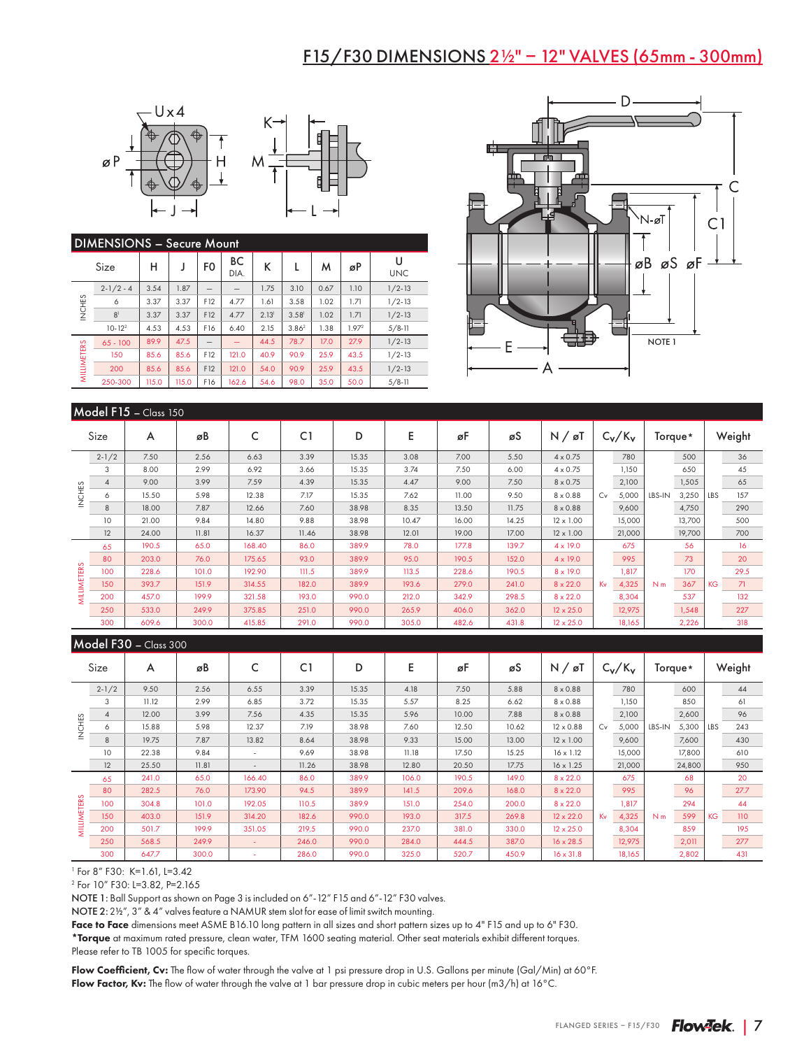# F15/F30 DIMENSIONS 2½" – 12" VALVES (65mm - 300mm)

## DIMENSIONS – Secure Mount

| | Size | H | J | FO | BC DIA. | K | L | M | øP | U UNC |
|---|---|---|---|---|---|---|---|---|---|---|
| INCHES | 2-1/2 - 4 | 3.54 | 1.87 | – | – | 1.75 | 3.10 | 0.67 | 1.10 | 1/2-13 |
| | 6 | 3.37 | 3.37 | F12 | 4.77 | 1.61 | 3.58 | 1.02 | 1.71 | 1/2-13 |
| | 8[1] | 3.37 | 3.37 | F12 | 4.77 | 2.13[1] | 3.58[1] | 1.02 | 1.71 | 1/2-13 |
| | 10-12[2] | 4.53 | 4.53 | F16 | 6.40 | 2.15 | 3.86[2] | 1.38 | 1.97[2] | 5/8-11 |
| MILLIMETERS | 65 - 100 | 89.9 | 47.5 | – | – | 44.5 | 78.7 | 17.0 | 27.9 | 1/2-13 |
| | 150 | 85.6 | 85.6 | F12 | 121.0 | 40.9 | 90.9 | 25.9 | 43.5 | 1/2-13 |
| | 200 | 85.6 | 85.6 | F12 | 121.0 | 54.0 | 90.9 | 25.9 | 43.5 | 1/2-13 |
| | 250-300 | 115.0 | 115.0 | F16 | 162.6 | 54.6 | 98.0 | 35.0 | 50.0 | 5/8-11 |

## Model F15 – Class 150

| | Size | A | øB | C | C1 | D | E | øF | øS | N / øT | $C_v/K_v$ | | Torque* | | Weight |
|---|---|---|---|---|---|---|---|---|---|---|---|---|---|---|---|
| INCHES | 2-1/2 | 7.50 | 2.56 | 6.63 | 3.39 | 15.35 | 3.08 | 7.00 | 5.50 | 4 x 0.75 | Cv | 780 | LBS-IN | 500 | LBS 36 |
| | 3 | 8.00 | 2.99 | 6.92 | 3.66 | 15.35 | 3.74 | 7.50 | 6.00 | 4 x 0.75 | | 1,150 | | 650 | 45 |
| | 4 | 9.00 | 3.99 | 7.59 | 4.39 | 15.35 | 4.47 | 9.00 | 7.50 | 8 x 0.75 | | 2,100 | | 1,505 | 65 |
| | 6 | 15.50 | 5.98 | 12.38 | 7.17 | 15.35 | 7.62 | 11.00 | 9.50 | 8 x 0.88 | | 5,000 | | 3,250 | 157 |
| | 8 | 18.00 | 7.87 | 12.66 | 7.60 | 38.98 | 8.35 | 13.50 | 11.75 | 8 x 0.88 | | 9,600 | | 4,750 | 290 |
| | 10 | 21.00 | 9.84 | 14.80 | 9.88 | 38.98 | 10.47 | 16.00 | 14.25 | 12 x 1.00 | | 15,000 | | 13,700 | 500 |
| | 12 | 24.00 | 11.81 | 16.37 | 11.46 | 38.98 | 12.01 | 19.00 | 17.00 | 12 x 1.00 | | 21,000 | | 19,700 | 700 |
| MILLIMETERS | 65 | 190.5 | 65.0 | 168.40 | 86.0 | 389.9 | 78.0 | 177.8 | 139.7 | 4 x 19.0 | Kv | 675 | N m | 56 | KG 16 |
| | 80 | 203.0 | 76.0 | 175.65 | 93.0 | 389.9 | 95.0 | 190.5 | 152.0 | 4 x 19.0 | | 995 | | 73 | 20 |
| | 100 | 228.6 | 101.0 | 192.90 | 111.5 | 389.9 | 113.5 | 228.6 | 190.5 | 8 x 19.0 | | 1,817 | | 170 | 29.5 |
| | 150 | 393.7 | 151.9 | 314.55 | 182.0 | 389.9 | 193.6 | 279.0 | 241.0 | 8 x 22.0 | | 4,325 | | 367 | 71 |
| | 200 | 457.0 | 199.9 | 321.58 | 193.0 | 990.0 | 212.0 | 342.9 | 298.5 | 8 x 22.0 | | 8,304 | | 537 | 132 |
| | 250 | 533.0 | 249.9 | 375.85 | 251.0 | 990.0 | 265.9 | 406.0 | 362.0 | 12 x 25.0 | | 12,975 | | 1,548 | 227 |
| | 300 | 609.6 | 300.0 | 415.85 | 291.0 | 990.0 | 305.0 | 482.6 | 431.8 | 12 x 25.0 | | 18,165 | | 2,226 | 318 |

## Model F30 – Class 300

| | Size | A | øB | C | C1 | D | E | øF | øS | N / øT | $C_v/K_v$ | | Torque* | | Weight |
|---|---|---|---|---|---|---|---|---|---|---|---|---|---|---|---|
| INCHES | 2-1/2 | 9.50 | 2.56 | 6.55 | 3.39 | 15.35 | 4.18 | 7.50 | 5.88 | 8 x 0.88 | Cv | 780 | LBS-IN | 600 | LBS 44 |
| | 3 | 11.12 | 2.99 | 6.85 | 3.72 | 15.35 | 5.57 | 8.25 | 6.62 | 8 x 0.88 | | 1,150 | | 850 | 61 |
| | 4 | 12.00 | 3.99 | 7.56 | 4.35 | 15.35 | 5.96 | 10.00 | 7.88 | 8 x 0.88 | | 2,100 | | 2,600 | 96 |
| | 6 | 15.88 | 5.98 | 12.37 | 7.19 | 38.98 | 7.60 | 12.50 | 10.62 | 12 x 0.88 | | 5,000 | | 5,300 | 243 |
| | 8 | 19.75 | 7.87 | 13.82 | 8.64 | 38.98 | 9.33 | 15.00 | 13.00 | 12 x 1.00 | | 9,600 | | 7,600 | 430 |
| | 10 | 22.38 | 9.84 | - | 9.69 | 38.98 | 11.18 | 17.50 | 15.25 | 16 x 1.12 | | 15,000 | | 17,800 | 610 |
| | 12 | 25.50 | 11.81 | - | 11.26 | 38.98 | 12.80 | 20.50 | 17.75 | 16 x 1.25 | | 21,000 | | 24,800 | 950 |
| MILLIMETERS | 65 | 241.0 | 65.0 | 166.40 | 86.0 | 389.9 | 106.0 | 190.5 | 149.0 | 8 x 22.0 | Kv | 675 | N m | 68 | KG 20 |
| | 80 | 282.5 | 76.0 | 173.90 | 94.5 | 389.9 | 141.5 | 209.6 | 168.0 | 8 x 22.0 | | 995 | | 96 | 27.7 |
| | 100 | 304.8 | 101.0 | 192.05 | 110.5 | 389.9 | 151.0 | 254.0 | 200.0 | 8 x 22.0 | | 1,817 | | 294 | 44 |
| | 150 | 403.0 | 151.9 | 314.20 | 182.6 | 990.0 | 193.0 | 317.5 | 269.8 | 12 x 22.0 | | 4,325 | | 599 | 110 |
| | 200 | 501.7 | 199.9 | 351.05 | 219.5 | 990.0 | 237.0 | 381.0 | 330.0 | 12 x 25.0 | | 8,304 | | 859 | 195 |
| | 250 | 568.5 | 249.9 | - | 246.0 | 990.0 | 284.0 | 444.5 | 387.0 | 16 x 28.5 | | 12,975 | | 2,011 | 277 |
| | 300 | 647.7 | 300.0 | - | 286.0 | 990.0 | 325.0 | 520.7 | 450.9 | 16 x 31.8 | | 18,165 | | 2,802 | 431 |

[1] For 8" F30: K=1.61, L=3.42

[2] For 10" F30: L=3.82, P=2.165

NOTE 1: Ball Support as shown on Page 3 is included on 6"-12" F15 and 6"-12" F30 valves.

NOTE 2: 2½", 3" & 4" valves feature a NAMUR stem slot for ease of limit switch mounting.

**Face to Face** dimensions meet ASME B16.10 long pattern in all sizes and short pattern sizes up to 4" F15 and up to 6" F30.

***Torque** at maximum rated pressure, clean water, TFM 1600 seating material. Other seat materials exhibit different torques. Please refer to TB 1005 for specific torques.

**Flow Coefficient, Cv:** The flow of water through the valve at 1 psi pressure drop in U.S. Gallons per minute (Gal/Min) at 60°F.

**Flow Factor, Kv:** The flow of water through the valve at 1 bar pressure drop in cubic meters per hour (m3/h) at 16°C.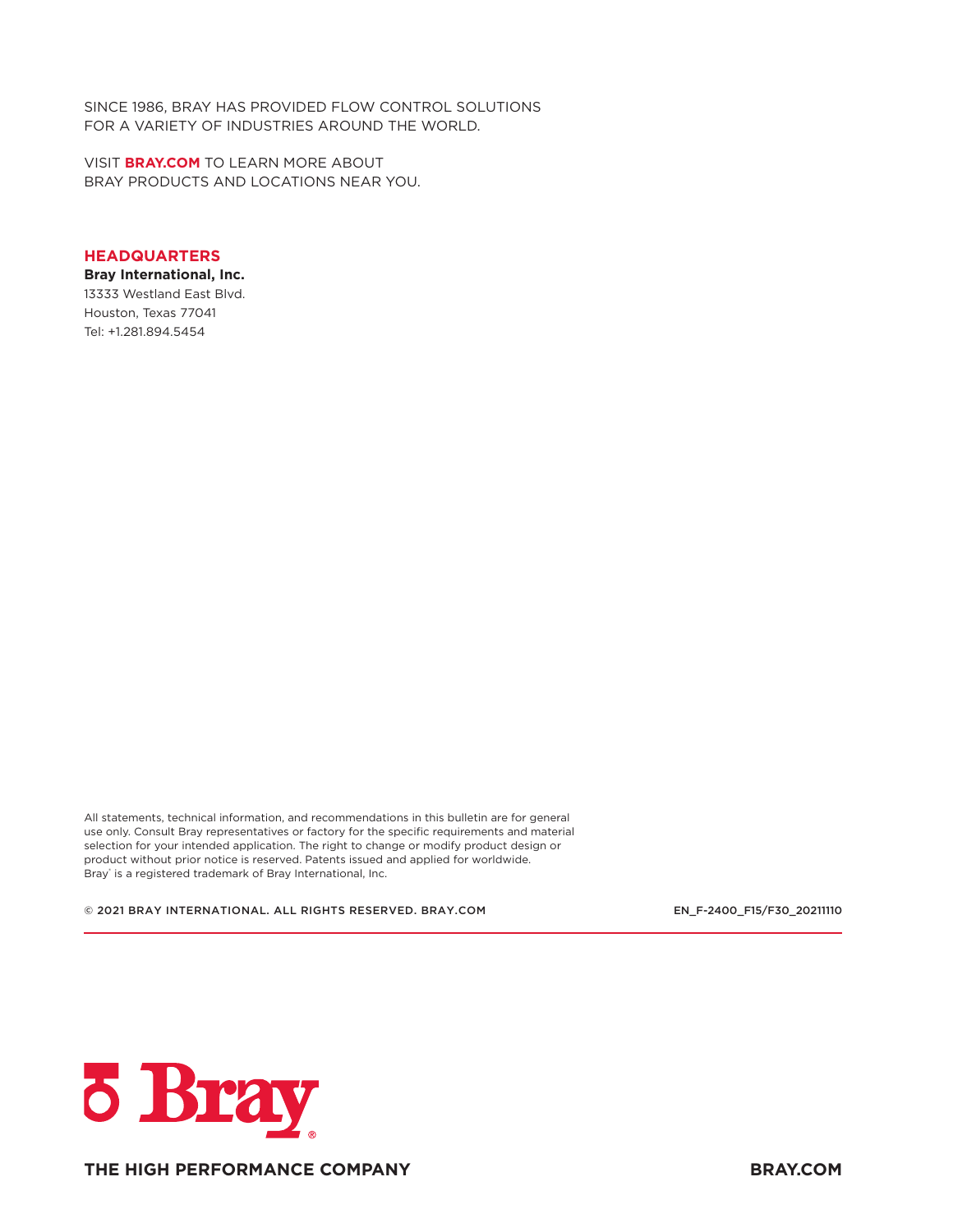SINCE 1986, BRAY HAS PROVIDED FLOW CONTROL SOLUTIONS FOR A VARIETY OF INDUSTRIES AROUND THE WORLD.

VISIT **BRAY.COM** TO LEARN MORE ABOUT BRAY PRODUCTS AND LOCATIONS NEAR YOU.

## HEADQUARTERS

**Bray International, Inc.**
13333 Westland East Blvd.
Houston, Texas 77041
Tel: +1.281.894.5454

All statements, technical information, and recommendations in this bulletin are for general use only. Consult Bray representatives or factory for the specific requirements and material selection for your intended application. The right to change or modify product design or product without prior notice is reserved. Patents issued and applied for worldwide. Bray® is a registered trademark of Bray International, Inc.

© 2021 BRAY INTERNATIONAL. ALL RIGHTS RESERVED. BRAY.COM

EN_F-2400_F15/F30_20211110

Bray®

**THE HIGH PERFORMANCE COMPANY**

**BRAY.COM**